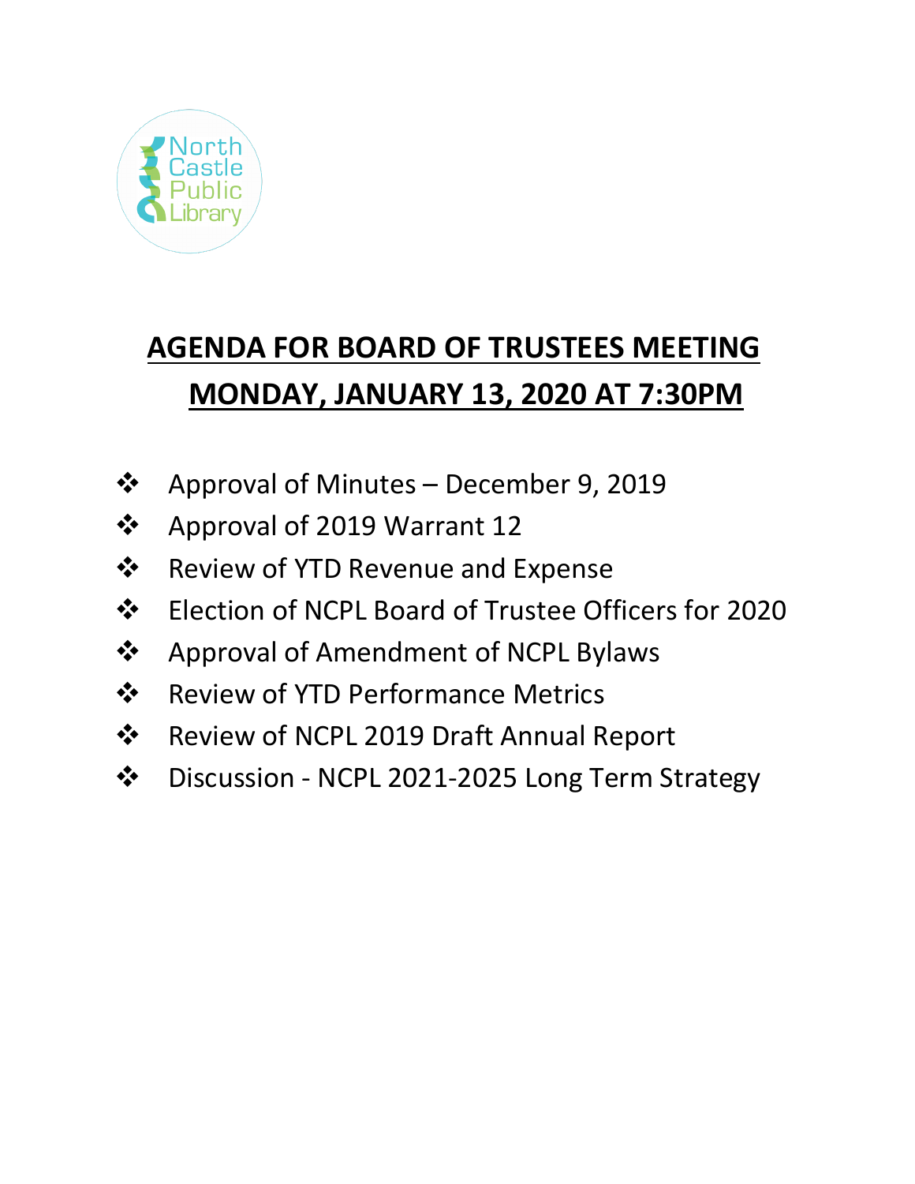North Castle Public Library

# AGENDA FOR BOARD OF TRUSTEES MEETING MONDAY, JANUARY 13, 2020 AT 7:30PM

- Approval of Minutes – December 9, 2019
- Approval of 2019 Warrant 12
- Review of YTD Revenue and Expense
- Election of NCPL Board of Trustee Officers for 2020
- Approval of Amendment of NCPL Bylaws
- Review of YTD Performance Metrics
- Review of NCPL 2019 Draft Annual Report
- Discussion - NCPL 2021-2025 Long Term Strategy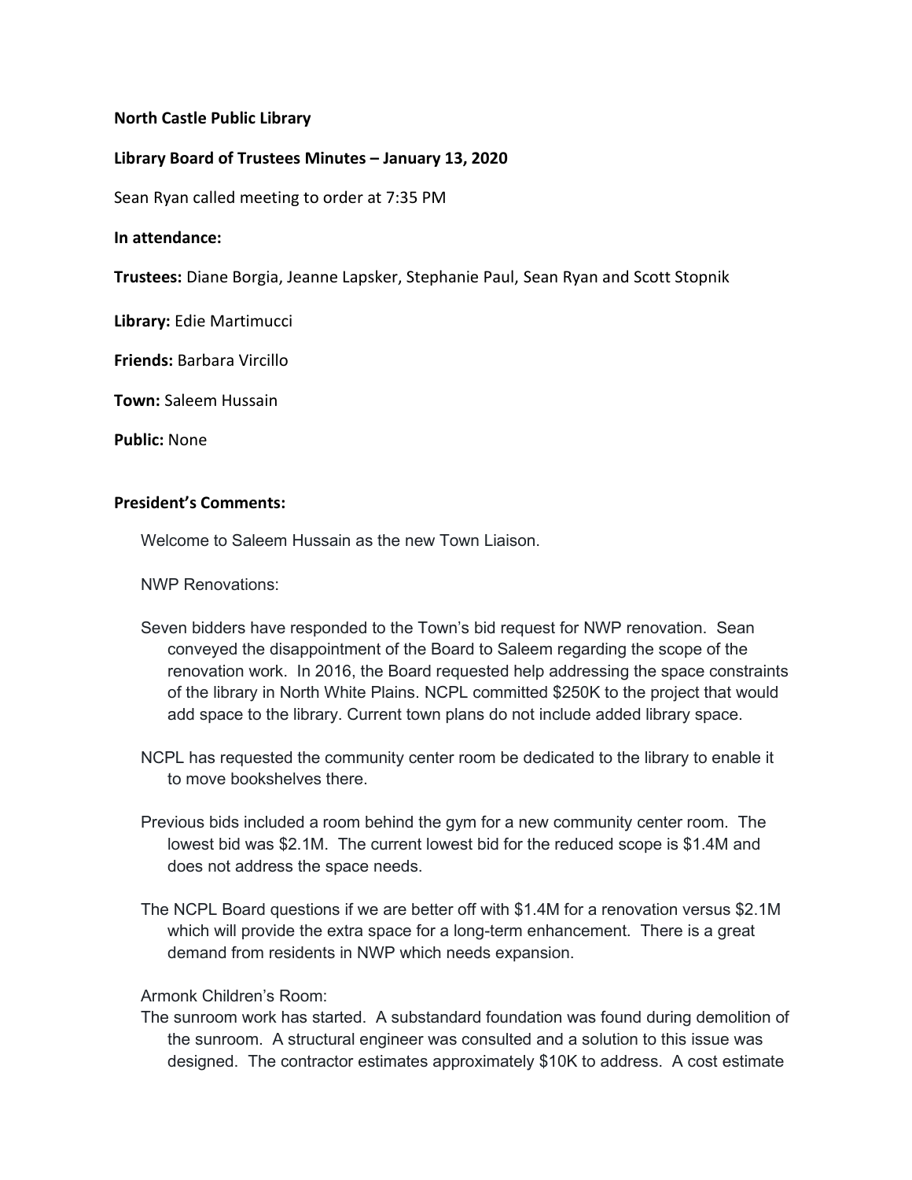**North Castle Public Library**

**Library Board of Trustees Minutes – January 13, 2020**

Sean Ryan called meeting to order at 7:35 PM

**In attendance:**

**Trustees:** Diane Borgia, Jeanne Lapsker, Stephanie Paul, Sean Ryan and Scott Stopnik

**Library:** Edie Martimucci

**Friends:** Barbara Vircillo

**Town:** Saleem Hussain

**Public:** None

**President's Comments:**

Welcome to Saleem Hussain as the new Town Liaison.

NWP Renovations:

Seven bidders have responded to the Town's bid request for NWP renovation. Sean conveyed the disappointment of the Board to Saleem regarding the scope of the renovation work. In 2016, the Board requested help addressing the space constraints of the library in North White Plains. NCPL committed $250K to the project that would add space to the library. Current town plans do not include added library space.

NCPL has requested the community center room be dedicated to the library to enable it to move bookshelves there.

Previous bids included a room behind the gym for a new community center room. The lowest bid was $2.1M. The current lowest bid for the reduced scope is $1.4M and does not address the space needs.

The NCPL Board questions if we are better off with $1.4M for a renovation versus $2.1M which will provide the extra space for a long-term enhancement. There is a great demand from residents in NWP which needs expansion.

Armonk Children's Room:

The sunroom work has started. A substandard foundation was found during demolition of the sunroom. A structural engineer was consulted and a solution to this issue was designed. The contractor estimates approximately $10K to address. A cost estimate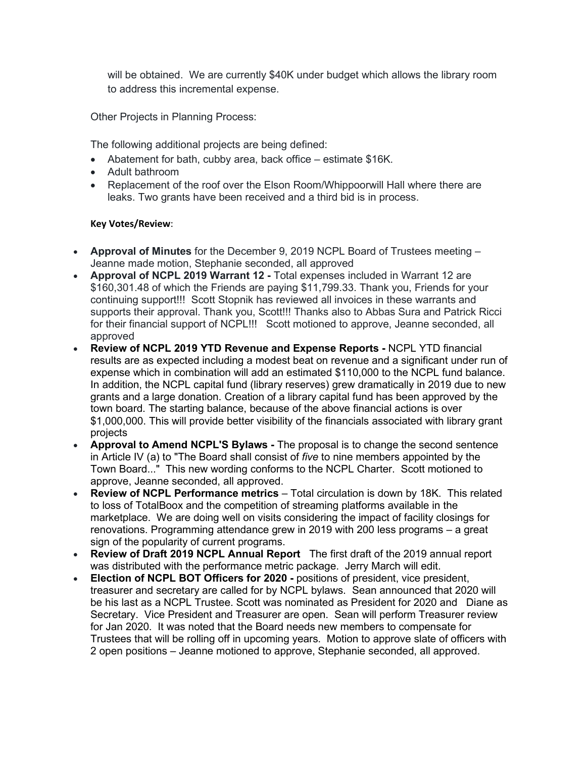will be obtained. We are currently $40K under budget which allows the library room to address this incremental expense.

Other Projects in Planning Process:

The following additional projects are being defined:

- Abatement for bath, cubby area, back office – estimate $16K.
- Adult bathroom
- Replacement of the roof over the Elson Room/Whippoorwill Hall where there are leaks. Two grants have been received and a third bid is in process.

**Key Votes/Review**:

- **Approval of Minutes** for the December 9, 2019 NCPL Board of Trustees meeting – Jeanne made motion, Stephanie seconded, all approved
- **Approval of NCPL 2019 Warrant 12 -** Total expenses included in Warrant 12 are $160,301.48 of which the Friends are paying $11,799.33. Thank you, Friends for your continuing support!!! Scott Stopnik has reviewed all invoices in these warrants and supports their approval. Thank you, Scott!!! Thanks also to Abbas Sura and Patrick Ricci for their financial support of NCPL!!! Scott motioned to approve, Jeanne seconded, all approved
- **Review of NCPL 2019 YTD Revenue and Expense Reports -** NCPL YTD financial results are as expected including a modest beat on revenue and a significant under run of expense which in combination will add an estimated $110,000 to the NCPL fund balance. In addition, the NCPL capital fund (library reserves) grew dramatically in 2019 due to new grants and a large donation. Creation of a library capital fund has been approved by the town board. The starting balance, because of the above financial actions is over $1,000,000. This will provide better visibility of the financials associated with library grant projects
- **Approval to Amend NCPL'S Bylaws -** The proposal is to change the second sentence in Article IV (a) to "The Board shall consist of *five* to nine members appointed by the Town Board..." This new wording conforms to the NCPL Charter. Scott motioned to approve, Jeanne seconded, all approved.
- **Review of NCPL Performance metrics** – Total circulation is down by 18K. This related to loss of TotalBoox and the competition of streaming platforms available in the marketplace. We are doing well on visits considering the impact of facility closings for renovations. Programming attendance grew in 2019 with 200 less programs – a great sign of the popularity of current programs.
- **Review of Draft 2019 NCPL Annual Report** The first draft of the 2019 annual report was distributed with the performance metric package. Jerry March will edit.
- **Election of NCPL BOT Officers for 2020 -** positions of president, vice president, treasurer and secretary are called for by NCPL bylaws. Sean announced that 2020 will be his last as a NCPL Trustee. Scott was nominated as President for 2020 and Diane as Secretary. Vice President and Treasurer are open. Sean will perform Treasurer review for Jan 2020. It was noted that the Board needs new members to compensate for Trustees that will be rolling off in upcoming years. Motion to approve slate of officers with 2 open positions – Jeanne motioned to approve, Stephanie seconded, all approved.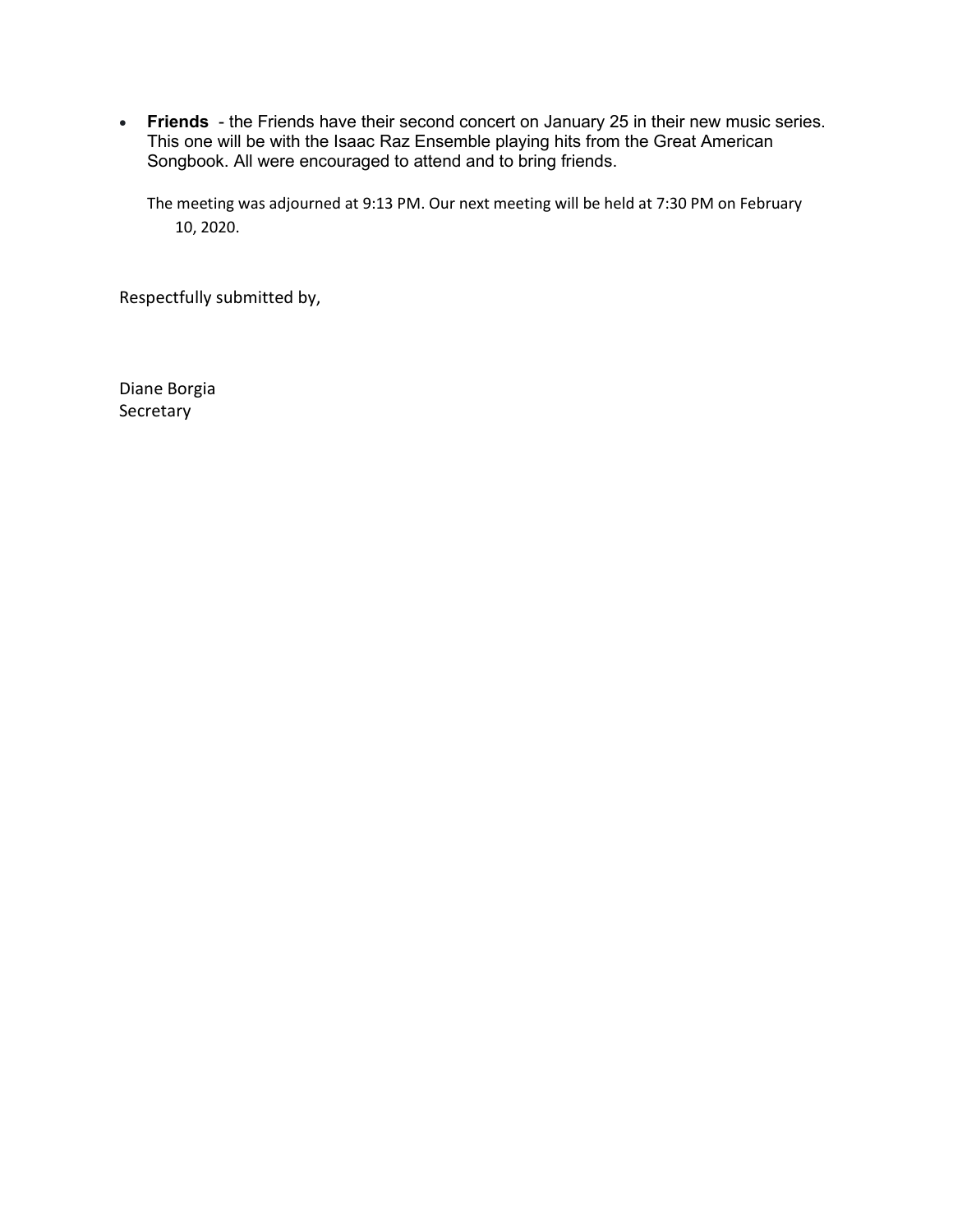- **Friends** - the Friends have their second concert on January 25 in their new music series. This one will be with the Isaac Raz Ensemble playing hits from the Great American Songbook. All were encouraged to attend and to bring friends.

The meeting was adjourned at 9:13 PM. Our next meeting will be held at 7:30 PM on February 10, 2020.

Respectfully submitted by,

Diane Borgia
Secretary